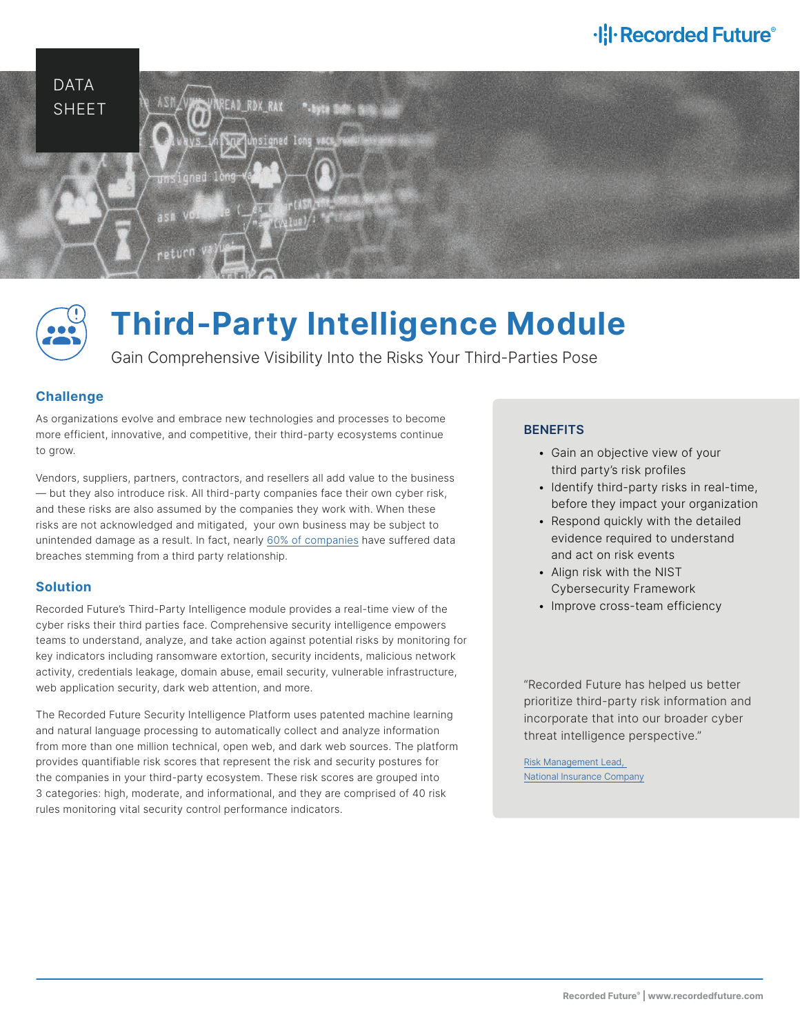DATA SHEET

# Third-Party Intelligence Module

Gain Comprehensive Visibility Into the Risks Your Third-Parties Pose

## Challenge

As organizations evolve and embrace new technologies and processes to become more efficient, innovative, and competitive, their third-party ecosystems continue to grow.

Vendors, suppliers, partners, contractors, and resellers all add value to the business — but they also introduce risk. All third-party companies face their own cyber risk, and these risks are also assumed by the companies they work with. When these risks are not acknowledged and mitigated, your own business may be subject to unintended damage as a result. In fact, nearly 60% of companies have suffered data breaches stemming from a third party relationship.

## Solution

Recorded Future's Third-Party Intelligence module provides a real-time view of the cyber risks their third parties face. Comprehensive security intelligence empowers teams to understand, analyze, and take action against potential risks by monitoring for key indicators including ransomware extortion, security incidents, malicious network activity, credentials leakage, domain abuse, email security, vulnerable infrastructure, web application security, dark web attention, and more.

The Recorded Future Security Intelligence Platform uses patented machine learning and natural language processing to automatically collect and analyze information from more than one million technical, open web, and dark web sources. The platform provides quantifiable risk scores that represent the risk and security postures for the companies in your third-party ecosystem. These risk scores are grouped into 3 categories: high, moderate, and informational, and they are comprised of 40 risk rules monitoring vital security control performance indicators.

### BENEFITS

- Gain an objective view of your third party's risk profiles
- Identify third-party risks in real-time, before they impact your organization
- Respond quickly with the detailed evidence required to understand and act on risk events
- Align risk with the NIST Cybersecurity Framework
- Improve cross-team efficiency

"Recorded Future has helped us better prioritize third-party risk information and incorporate that into our broader cyber threat intelligence perspective."

Risk Management Lead,
National Insurance Company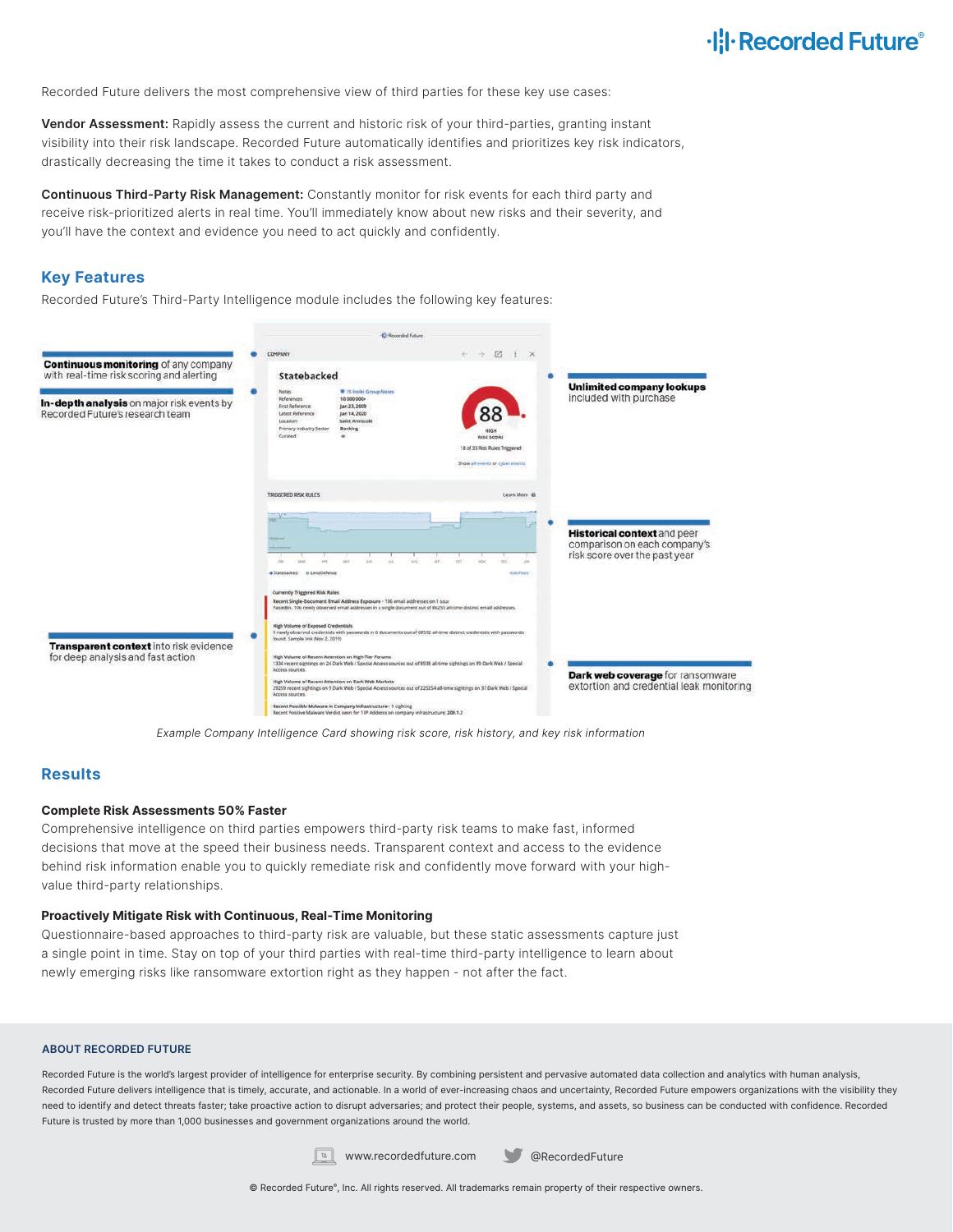Recorded Future delivers the most comprehensive view of third parties for these key use cases:

**Vendor Assessment:** Rapidly assess the current and historic risk of your third-parties, granting instant visibility into their risk landscape. Recorded Future automatically identifies and prioritizes key risk indicators, drastically decreasing the time it takes to conduct a risk assessment.

**Continuous Third-Party Risk Management:** Constantly monitor for risk events for each third party and receive risk-prioritized alerts in real time. You'll immediately know about new risks and their severity, and you'll have the context and evidence you need to act quickly and confidently.

## Key Features

Recorded Future's Third-Party Intelligence module includes the following key features:

**Continuous monitoring** of any company with real-time risk scoring and alerting

**In-depth analysis** on major risk events by Recorded Future's research team

**Transparent context** into risk evidence for deep analysis and fast action

**Unlimited company lookups** included with purchase

**Historical context** and peer comparison on each company's risk score over the past year

**Dark web coverage** for ransomware extortion and credential leak monitoring

*Example Company Intelligence Card showing risk score, risk history, and key risk information*

## Results

### Complete Risk Assessments 50% Faster

Comprehensive intelligence on third parties empowers third-party risk teams to make fast, informed decisions that move at the speed their business needs. Transparent context and access to the evidence behind risk information enable you to quickly remediate risk and confidently move forward with your high-value third-party relationships.

### Proactively Mitigate Risk with Continuous, Real-Time Monitoring

Questionnaire-based approaches to third-party risk are valuable, but these static assessments capture just a single point in time. Stay on top of your third parties with real-time third-party intelligence to learn about newly emerging risks like ransomware extortion right as they happen - not after the fact.

### ABOUT RECORDED FUTURE

Recorded Future is the world's largest provider of intelligence for enterprise security. By combining persistent and pervasive automated data collection and analytics with human analysis, Recorded Future delivers intelligence that is timely, accurate, and actionable. In a world of ever-increasing chaos and uncertainty, Recorded Future empowers organizations with the visibility they need to identify and detect threats faster; take proactive action to disrupt adversaries; and protect their people, systems, and assets, so business can be conducted with confidence. Recorded Future is trusted by more than 1,000 businesses and government organizations around the world.

www.recordedfuture.com @RecordedFuture

© Recorded Future®, Inc. All rights reserved. All trademarks remain property of their respective owners.